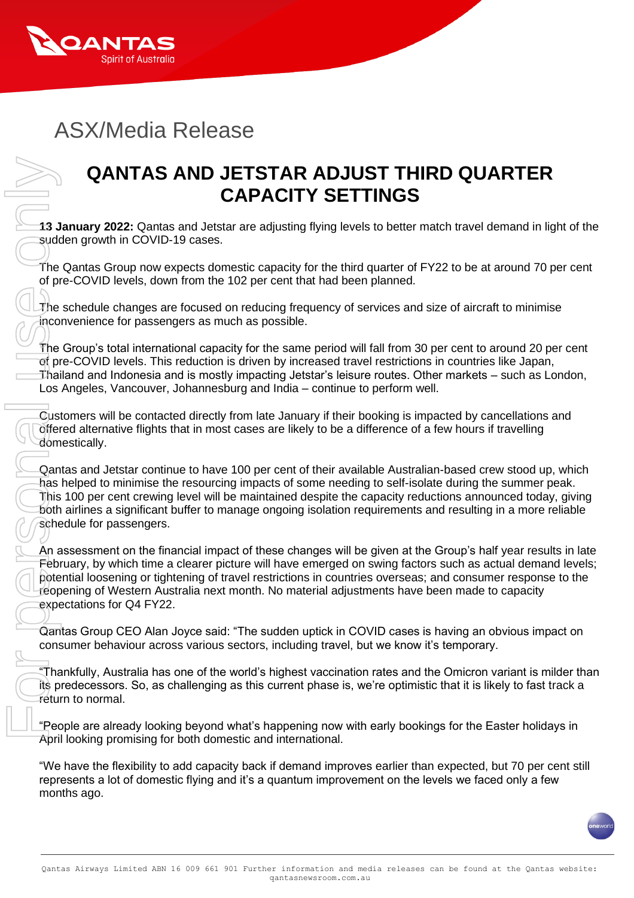ASX/Media Release

# QANTAS AND JETSTAR ADJUST THIRD QUARTER CAPACITY SETTINGS

**13 January 2022:** Qantas and Jetstar are adjusting flying levels to better match travel demand in light of the sudden growth in COVID-19 cases.

The Qantas Group now expects domestic capacity for the third quarter of FY22 to be at around 70 per cent of pre-COVID levels, down from the 102 per cent that had been planned.

The schedule changes are focused on reducing frequency of services and size of aircraft to minimise inconvenience for passengers as much as possible.

The Group's total international capacity for the same period will fall from 30 per cent to around 20 per cent of pre-COVID levels. This reduction is driven by increased travel restrictions in countries like Japan, Thailand and Indonesia and is mostly impacting Jetstar's leisure routes. Other markets – such as London, Los Angeles, Vancouver, Johannesburg and India – continue to perform well.

Customers will be contacted directly from late January if their booking is impacted by cancellations and offered alternative flights that in most cases are likely to be a difference of a few hours if travelling domestically.

Qantas and Jetstar continue to have 100 per cent of their available Australian-based crew stood up, which has helped to minimise the resourcing impacts of some needing to self-isolate during the summer peak. This 100 per cent crewing level will be maintained despite the capacity reductions announced today, giving both airlines a significant buffer to manage ongoing isolation requirements and resulting in a more reliable schedule for passengers.

An assessment on the financial impact of these changes will be given at the Group's half year results in late February, by which time a clearer picture will have emerged on swing factors such as actual demand levels; potential loosening or tightening of travel restrictions in countries overseas; and consumer response to the reopening of Western Australia next month. No material adjustments have been made to capacity expectations for Q4 FY22.

Qantas Group CEO Alan Joyce said: "The sudden uptick in COVID cases is having an obvious impact on consumer behaviour across various sectors, including travel, but we know it's temporary.

"Thankfully, Australia has one of the world's highest vaccination rates and the Omicron variant is milder than its predecessors. So, as challenging as this current phase is, we're optimistic that it is likely to fast track a return to normal.

"People are already looking beyond what's happening now with early bookings for the Easter holidays in April looking promising for both domestic and international.

"We have the flexibility to add capacity back if demand improves earlier than expected, but 70 per cent still represents a lot of domestic flying and it's a quantum improvement on the levels we faced only a few months ago.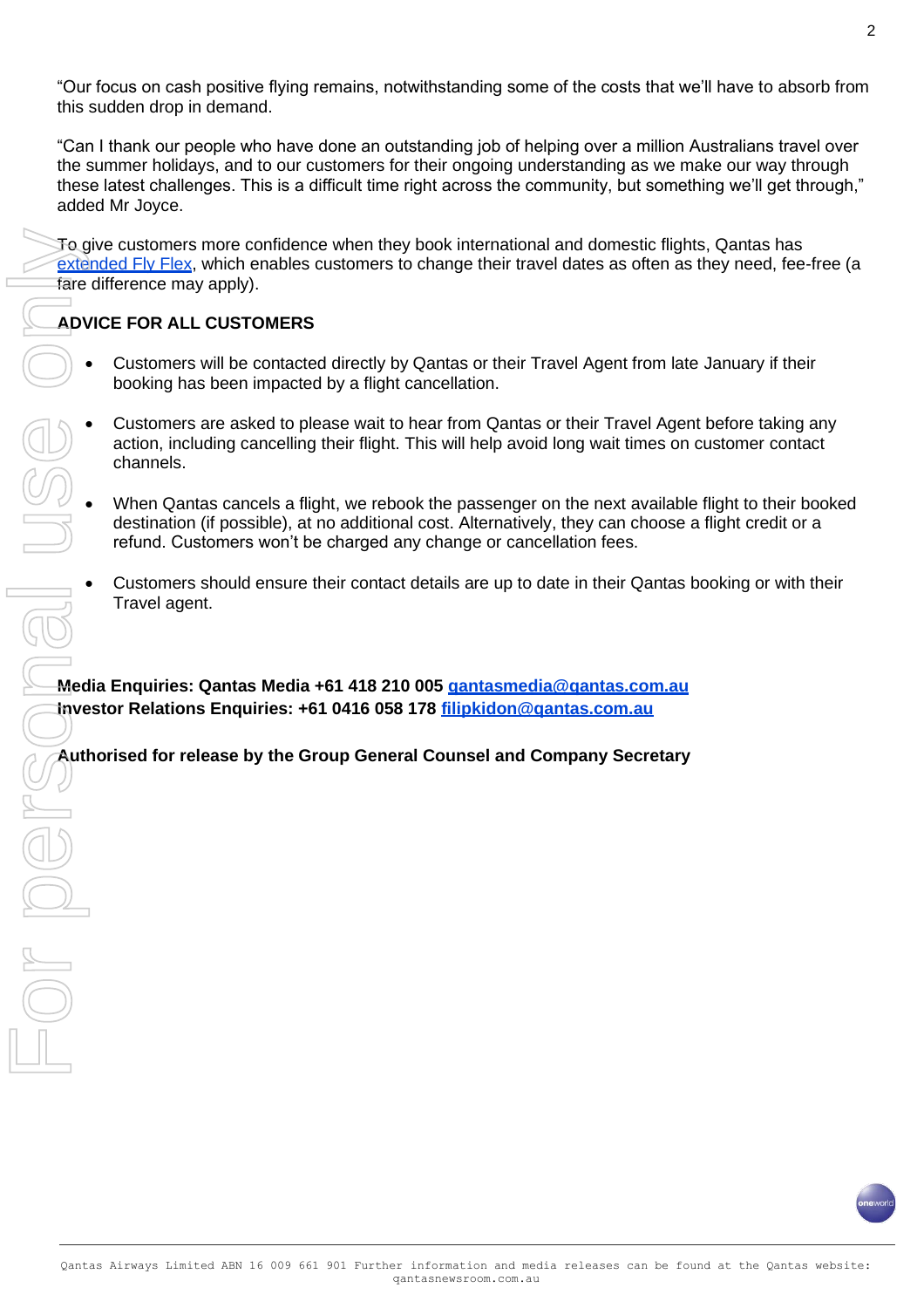"Our focus on cash positive flying remains, notwithstanding some of the costs that we'll have to absorb from this sudden drop in demand.

"Can I thank our people who have done an outstanding job of helping over a million Australians travel over the summer holidays, and to our customers for their ongoing understanding as we make our way through these latest challenges. This is a difficult time right across the community, but something we'll get through," added Mr Joyce.

To give customers more confidence when they book international and domestic flights, Qantas has extended Fly Flex, which enables customers to change their travel dates as often as they need, fee-free (a fare difference may apply).

**ADVICE FOR ALL CUSTOMERS**

- Customers will be contacted directly by Qantas or their Travel Agent from late January if their booking has been impacted by a flight cancellation.
- Customers are asked to please wait to hear from Qantas or their Travel Agent before taking any action, including cancelling their flight. This will help avoid long wait times on customer contact channels.
- When Qantas cancels a flight, we rebook the passenger on the next available flight to their booked destination (if possible), at no additional cost. Alternatively, they can choose a flight credit or a refund. Customers won't be charged any change or cancellation fees.
- Customers should ensure their contact details are up to date in their Qantas booking or with their Travel agent.

**Media Enquiries: Qantas Media +61 418 210 005 qantasmedia@qantas.com.au**
**Investor Relations Enquiries: +61 0416 058 178 filipkidon@qantas.com.au**

**Authorised for release by the Group General Counsel and Company Secretary**

Qantas Airways Limited ABN 16 009 661 901 Further information and media releases can be found at the Qantas website: qantasnewsroom.com.au